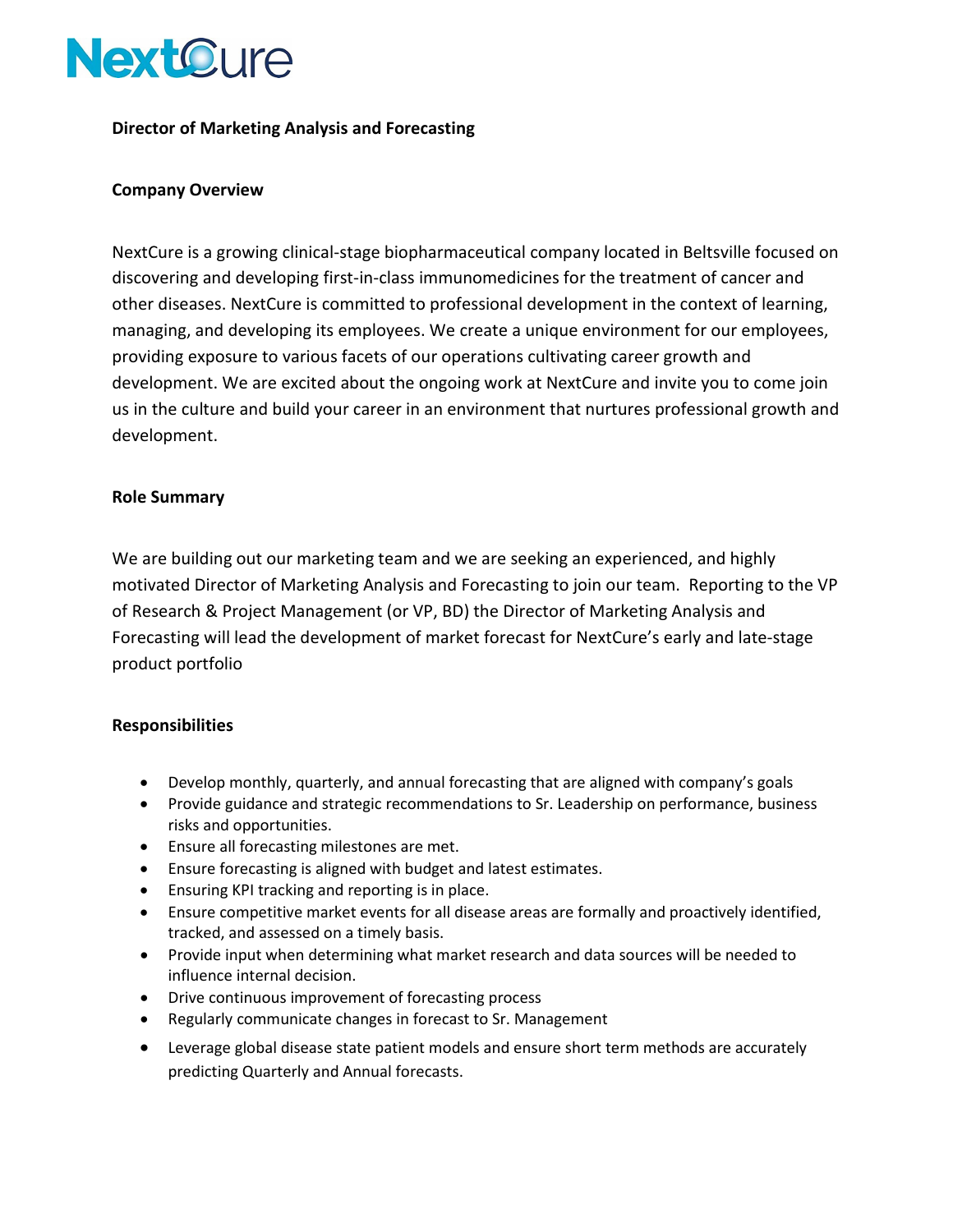NextCure

**Director of Marketing Analysis and Forecasting**

**Company Overview**

NextCure is a growing clinical-stage biopharmaceutical company located in Beltsville focused on discovering and developing first-in-class immunomedicines for the treatment of cancer and other diseases. NextCure is committed to professional development in the context of learning, managing, and developing its employees. We create a unique environment for our employees, providing exposure to various facets of our operations cultivating career growth and development. We are excited about the ongoing work at NextCure and invite you to come join us in the culture and build your career in an environment that nurtures professional growth and development.

**Role Summary**

We are building out our marketing team and we are seeking an experienced, and highly motivated Director of Marketing Analysis and Forecasting to join our team. Reporting to the VP of Research & Project Management (or VP, BD) the Director of Marketing Analysis and Forecasting will lead the development of market forecast for NextCure's early and late-stage product portfolio

**Responsibilities**

- Develop monthly, quarterly, and annual forecasting that are aligned with company's goals
- Provide guidance and strategic recommendations to Sr. Leadership on performance, business risks and opportunities.
- Ensure all forecasting milestones are met.
- Ensure forecasting is aligned with budget and latest estimates.
- Ensuring KPI tracking and reporting is in place.
- Ensure competitive market events for all disease areas are formally and proactively identified, tracked, and assessed on a timely basis.
- Provide input when determining what market research and data sources will be needed to influence internal decision.
- Drive continuous improvement of forecasting process
- Regularly communicate changes in forecast to Sr. Management
- Leverage global disease state patient models and ensure short term methods are accurately predicting Quarterly and Annual forecasts.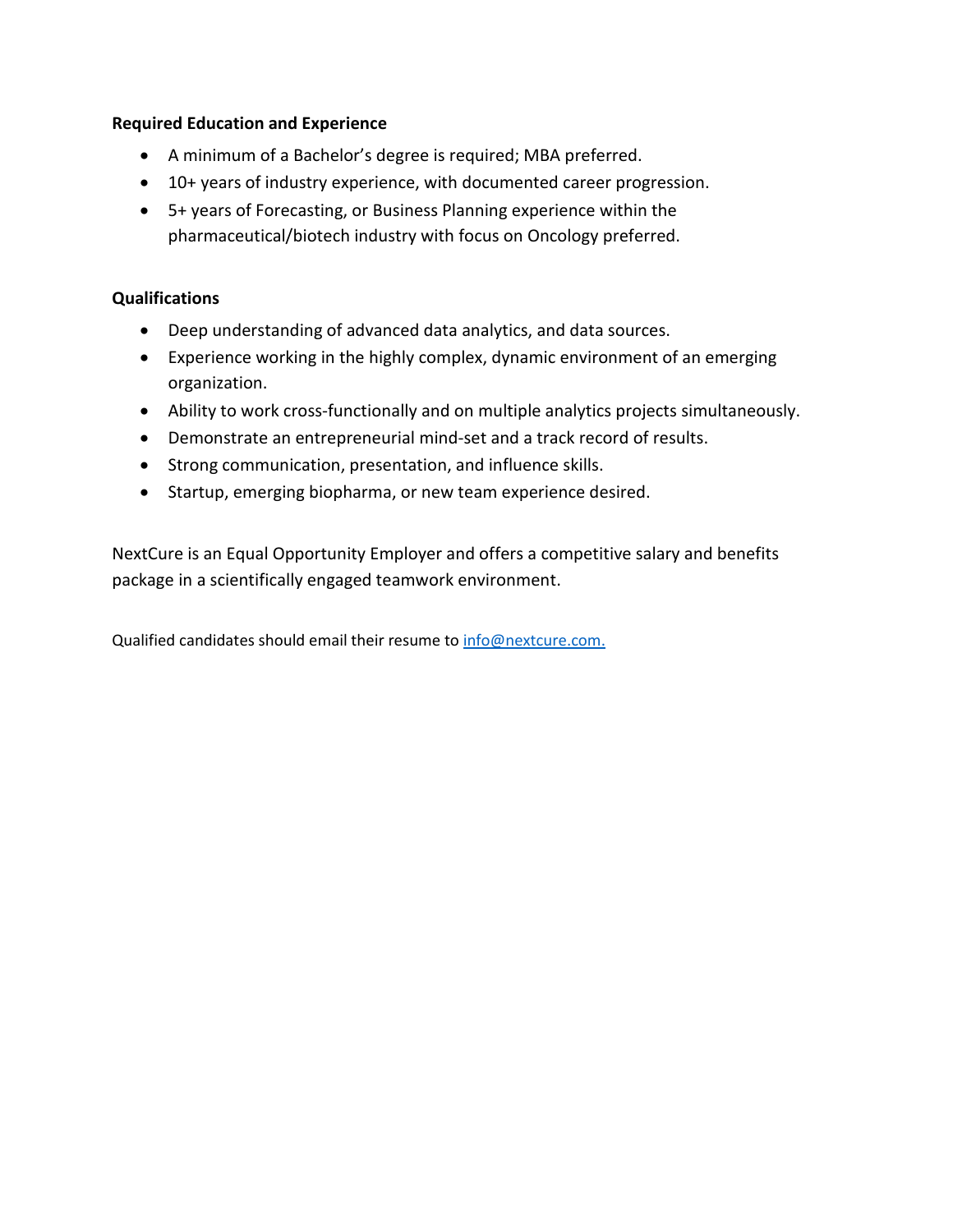**Required Education and Experience**

- A minimum of a Bachelor's degree is required; MBA preferred.
- 10+ years of industry experience, with documented career progression.
- 5+ years of Forecasting, or Business Planning experience within the pharmaceutical/biotech industry with focus on Oncology preferred.

**Qualifications**

- Deep understanding of advanced data analytics, and data sources.
- Experience working in the highly complex, dynamic environment of an emerging organization.
- Ability to work cross-functionally and on multiple analytics projects simultaneously.
- Demonstrate an entrepreneurial mind-set and a track record of results.
- Strong communication, presentation, and influence skills.
- Startup, emerging biopharma, or new team experience desired.

NextCure is an Equal Opportunity Employer and offers a competitive salary and benefits package in a scientifically engaged teamwork environment.

Qualified candidates should email their resume to [info@nextcure.com.](mailto:info@nextcure.com)